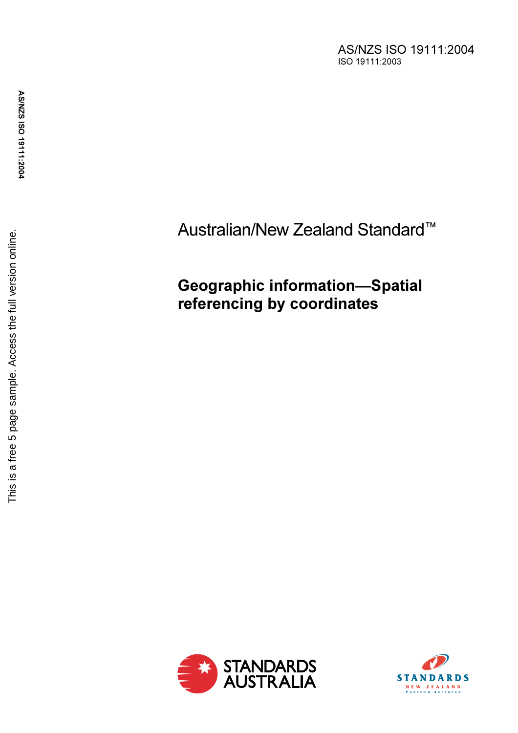AS/NZS ISO 19111:2004
ISO 19111:2003

Australian/New Zealand Standard™

# Geographic information—Spatial referencing by coordinates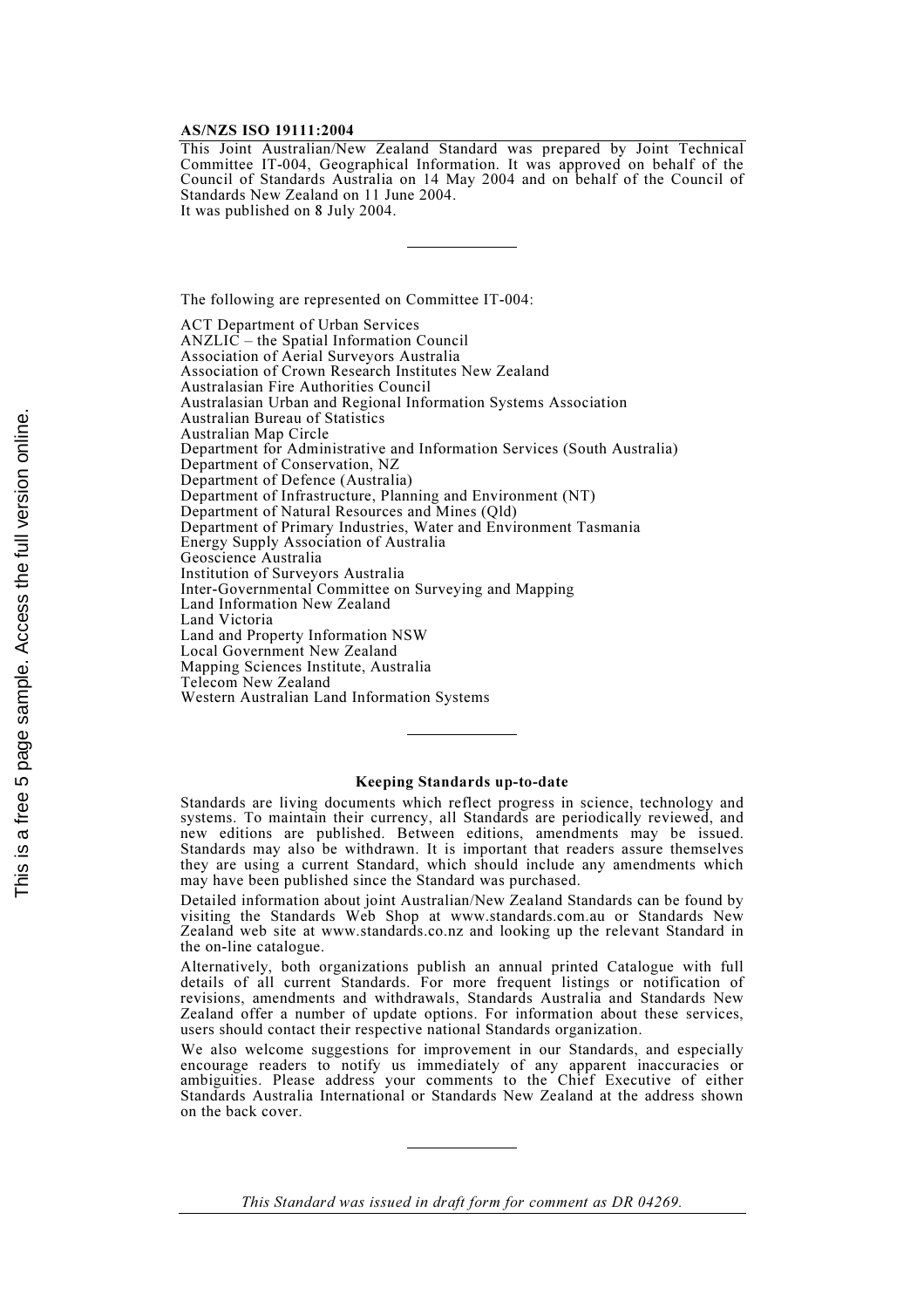**AS/NZS ISO 19111:2004**

This Joint Australian/New Zealand Standard was prepared by Joint Technical Committee IT-004, Geographical Information. It was approved on behalf of the Council of Standards Australia on 14 May 2004 and on behalf of the Council of Standards New Zealand on 11 June 2004.
It was published on 8 July 2004.

---

The following are represented on Committee IT-004:

ACT Department of Urban Services
ANZLIC – the Spatial Information Council
Association of Aerial Surveyors Australia
Association of Crown Research Institutes New Zealand
Australasian Fire Authorities Council
Australasian Urban and Regional Information Systems Association
Australian Bureau of Statistics
Australian Map Circle
Department for Administrative and Information Services (South Australia)
Department of Conservation, NZ
Department of Defence (Australia)
Department of Infrastructure, Planning and Environment (NT)
Department of Natural Resources and Mines (Qld)
Department of Primary Industries, Water and Environment Tasmania
Energy Supply Association of Australia
Geoscience Australia
Institution of Surveyors Australia
Inter-Governmental Committee on Surveying and Mapping
Land Information New Zealand
Land Victoria
Land and Property Information NSW
Local Government New Zealand
Mapping Sciences Institute, Australia
Telecom New Zealand
Western Australian Land Information Systems

---

**Keeping Standards up-to-date**

Standards are living documents which reflect progress in science, technology and systems. To maintain their currency, all Standards are periodically reviewed, and new editions are published. Between editions, amendments may be issued. Standards may also be withdrawn. It is important that readers assure themselves they are using a current Standard, which should include any amendments which may have been published since the Standard was purchased.

Detailed information about joint Australian/New Zealand Standards can be found by visiting the Standards Web Shop at www.standards.com.au or Standards New Zealand web site at www.standards.co.nz and looking up the relevant Standard in the on-line catalogue.

Alternatively, both organizations publish an annual printed Catalogue with full details of all current Standards. For more frequent listings or notification of revisions, amendments and withdrawals, Standards Australia and Standards New Zealand offer a number of update options. For information about these services, users should contact their respective national Standards organization.

We also welcome suggestions for improvement in our Standards, and especially encourage readers to notify us immediately of any apparent inaccuracies or ambiguities. Please address your comments to the Chief Executive of either Standards Australia International or Standards New Zealand at the address shown on the back cover.

---

*This Standard was issued in draft form for comment as DR 04269.*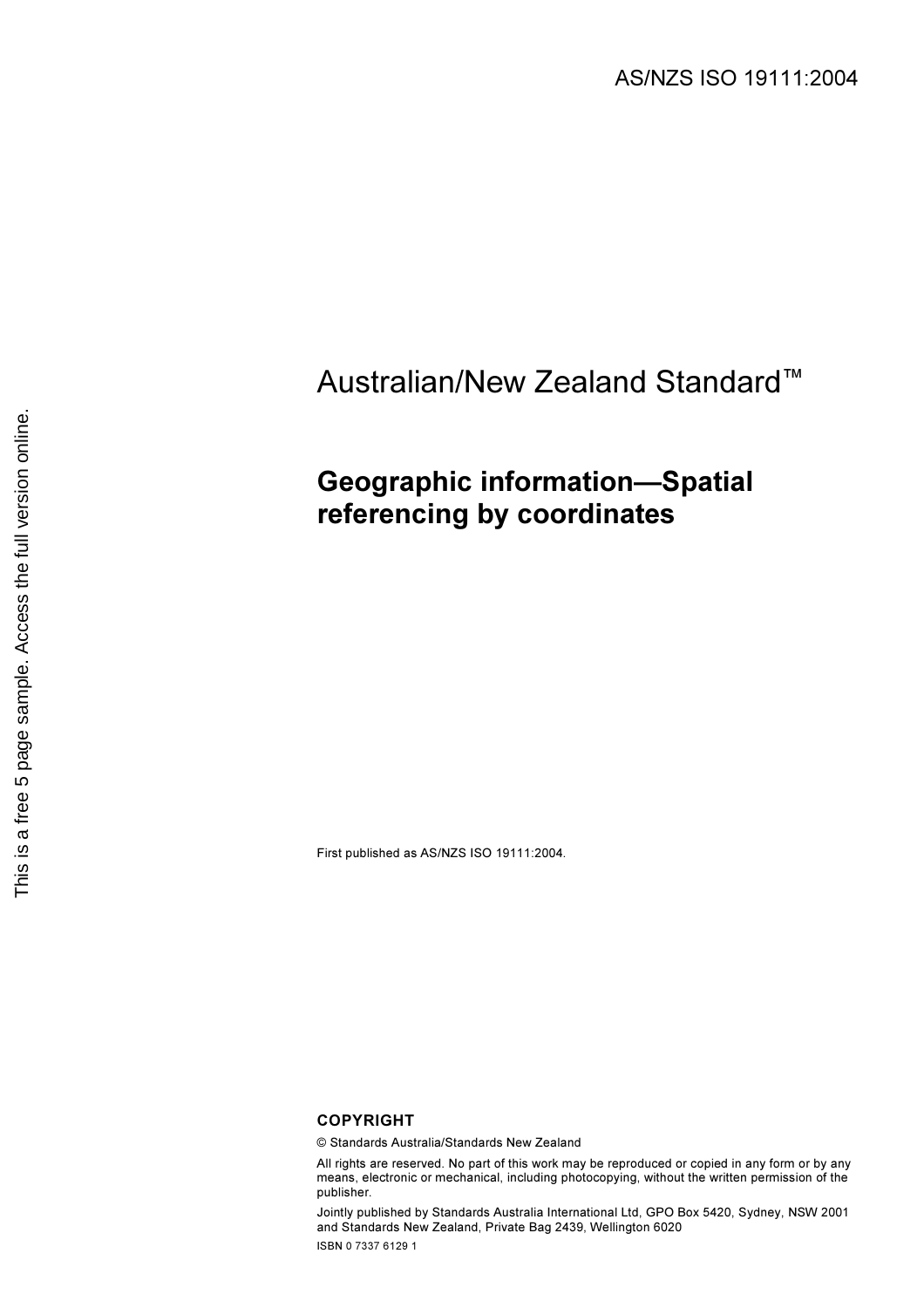AS/NZS ISO 19111:2004

# Australian/New Zealand Standard™

## Geographic information—Spatial referencing by coordinates

First published as AS/NZS ISO 19111:2004.

**COPYRIGHT**

© Standards Australia/Standards New Zealand

All rights are reserved. No part of this work may be reproduced or copied in any form or by any means, electronic or mechanical, including photocopying, without the written permission of the publisher.

Jointly published by Standards Australia International Ltd, GPO Box 5420, Sydney, NSW 2001 and Standards New Zealand, Private Bag 2439, Wellington 6020

ISBN 0 7337 6129 1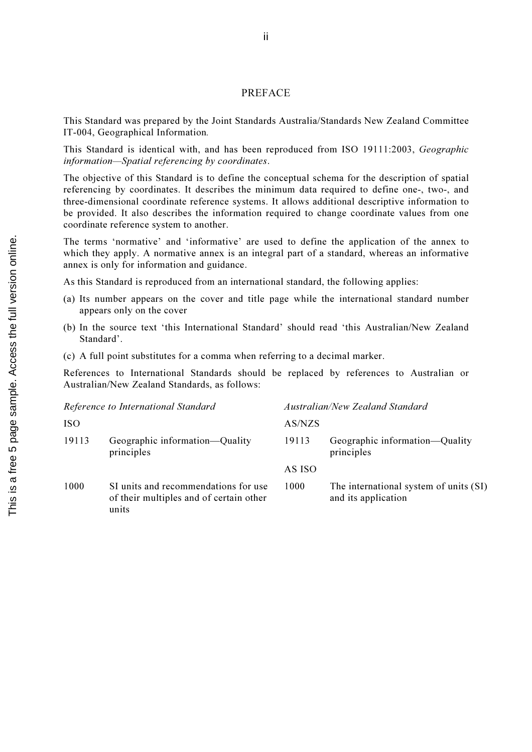# PREFACE

This Standard was prepared by the Joint Standards Australia/Standards New Zealand Committee IT-004, Geographical Information.

This Standard is identical with, and has been reproduced from ISO 19111:2003, *Geographic information—Spatial referencing by coordinates*.

The objective of this Standard is to define the conceptual schema for the description of spatial referencing by coordinates. It describes the minimum data required to define one-, two-, and three-dimensional coordinate reference systems. It allows additional descriptive information to be provided. It also describes the information required to change coordinate values from one coordinate reference system to another.

The terms 'normative' and 'informative' are used to define the application of the annex to which they apply. A normative annex is an integral part of a standard, whereas an informative annex is only for information and guidance.

As this Standard is reproduced from an international standard, the following applies:

(a) Its number appears on the cover and title page while the international standard number appears only on the cover

(b) In the source text 'this International Standard' should read 'this Australian/New Zealand Standard'.

(c) A full point substitutes for a comma when referring to a decimal marker.

References to International Standards should be replaced by references to Australian or Australian/New Zealand Standards, as follows:

| *Reference to International Standard* | | *Australian/New Zealand Standard* | |
|---|---|---|---|
| ISO | | AS/NZS | |
| 19113 | Geographic information—Quality principles | 19113 | Geographic information—Quality principles |
| | | AS ISO | |
| 1000 | SI units and recommendations for use of their multiples and of certain other units | 1000 | The international system of units (SI) and its application |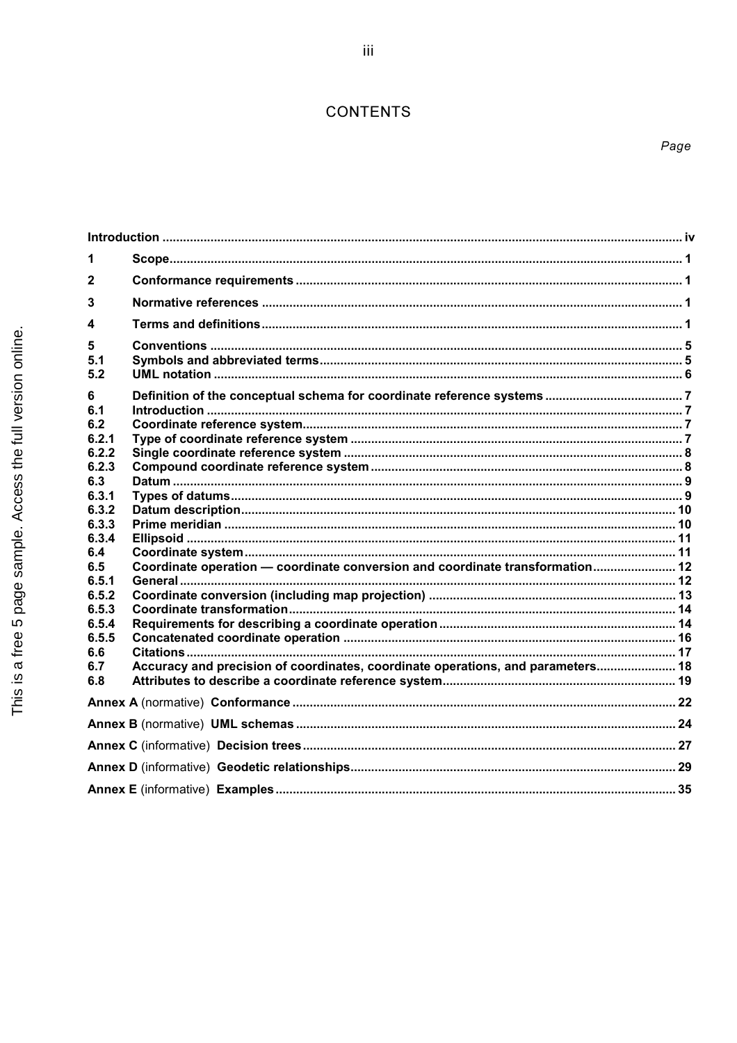# CONTENTS

| | | Page |
|---|---|---|
| Introduction | | iv |
| 1 | Scope | 1 |
| 2 | Conformance requirements | 1 |
| 3 | Normative references | 1 |
| 4 | Terms and definitions | 1 |
| 5 | Conventions | 5 |
| 5.1 | Symbols and abbreviated terms | 5 |
| 5.2 | UML notation | 6 |
| 6 | Definition of the conceptual schema for coordinate reference systems | 7 |
| 6.1 | Introduction | 7 |
| 6.2 | Coordinate reference system | 7 |
| 6.2.1 | Type of coordinate reference system | 7 |
| 6.2.2 | Single coordinate reference system | 8 |
| 6.2.3 | Compound coordinate reference system | 8 |
| 6.3 | Datum | 9 |
| 6.3.1 | Types of datums | 9 |
| 6.3.2 | Datum description | 10 |
| 6.3.3 | Prime meridian | 10 |
| 6.3.4 | Ellipsoid | 11 |
| 6.4 | Coordinate system | 11 |
| 6.5 | Coordinate operation — coordinate conversion and coordinate transformation | 12 |
| 6.5.1 | General | 12 |
| 6.5.2 | Coordinate conversion (including map projection) | 13 |
| 6.5.3 | Coordinate transformation | 14 |
| 6.5.4 | Requirements for describing a coordinate operation | 14 |
| 6.5.5 | Concatenated coordinate operation | 16 |
| 6.6 | Citations | 17 |
| 6.7 | Accuracy and precision of coordinates, coordinate operations, and parameters | 18 |
| 6.8 | Attributes to describe a coordinate reference system | 19 |
| Annex A (normative) Conformance | | 22 |
| Annex B (normative) UML schemas | | 24 |
| Annex C (informative) Decision trees | | 27 |
| Annex D (informative) Geodetic relationships | | 29 |
| Annex E (informative) Examples | | 35 |